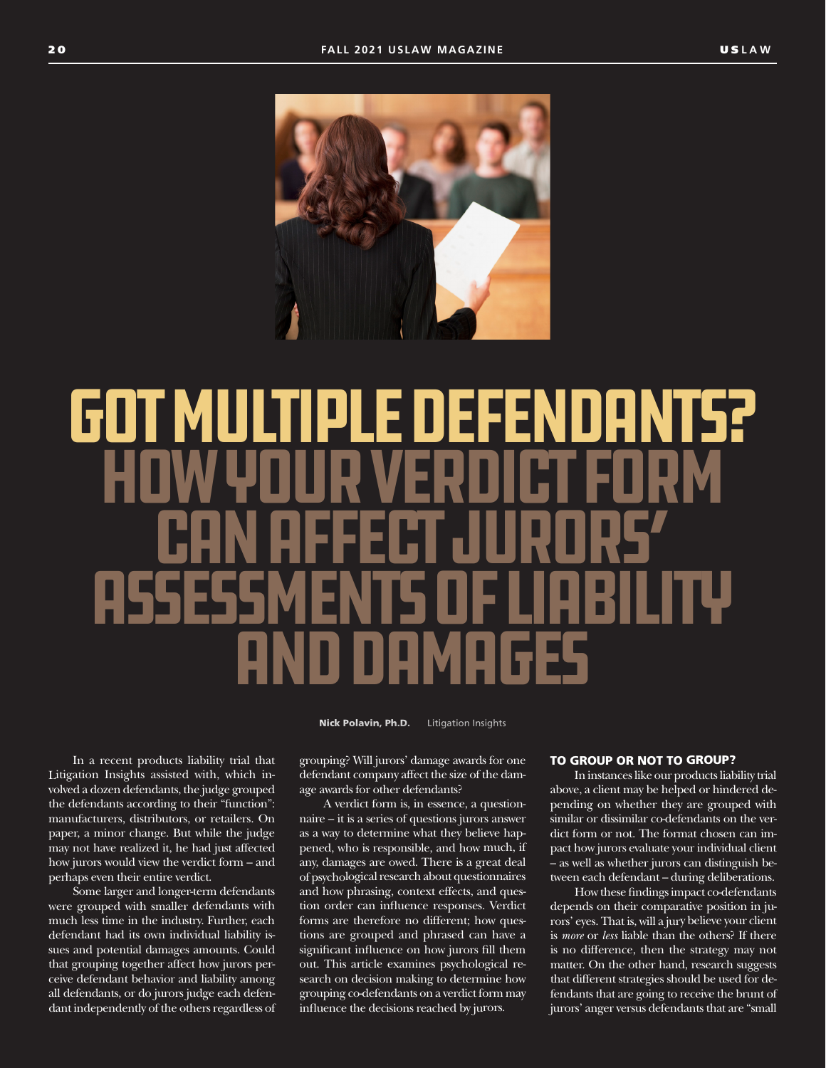# GOT MULTIPLE DEFENDANTS? HOW YOUR VERDICT FORM CAN AFFECT JURORS' ASSESSMENTS OF LIABILITY AND DAMAGES

**Nick Polavin, Ph.D.** Litigation Insights

In a recent products liability trial that Litigation Insights assisted with, which involved a dozen defendants, the judge grouped the defendants according to their "function": manufacturers, distributors, or retailers. On paper, a minor change. But while the judge may not have realized it, he had just affected how jurors would view the verdict form – and perhaps even their entire verdict.

Some larger and longer-term defendants were grouped with smaller defendants with much less time in the industry. Further, each defendant had its own individual liability issues and potential damages amounts. Could that grouping together affect how jurors perceive defendant behavior and liability among all defendants, or do jurors judge each defendant independently of the others regardless of grouping? Will jurors' damage awards for one defendant company affect the size of the damage awards for other defendants?

A verdict form is, in essence, a questionnaire – it is a series of questions jurors answer as a way to determine what they believe happened, who is responsible, and how much, if any, damages are owed. There is a great deal of psychological research about questionnaires and how phrasing, context effects, and question order can influence responses. Verdict forms are therefore no different; how questions are grouped and phrased can have a significant influence on how jurors fill them out. This article examines psychological research on decision making to determine how grouping co-defendants on a verdict form may influence the decisions reached by jurors.

## TO GROUP OR NOT TO GROUP?

In instances like our products liability trial above, a client may be helped or hindered depending on whether they are grouped with similar or dissimilar co-defendants on the verdict form or not. The format chosen can impact how jurors evaluate your individual client – as well as whether jurors can distinguish between each defendant – during deliberations.

How these findings impact co-defendants depends on their comparative position in jurors' eyes. That is, will a jury believe your client is *more* or *less* liable than the others? If there is no difference, then the strategy may not matter. On the other hand, research suggests that different strategies should be used for defendants that are going to receive the brunt of jurors' anger versus defendants that are "small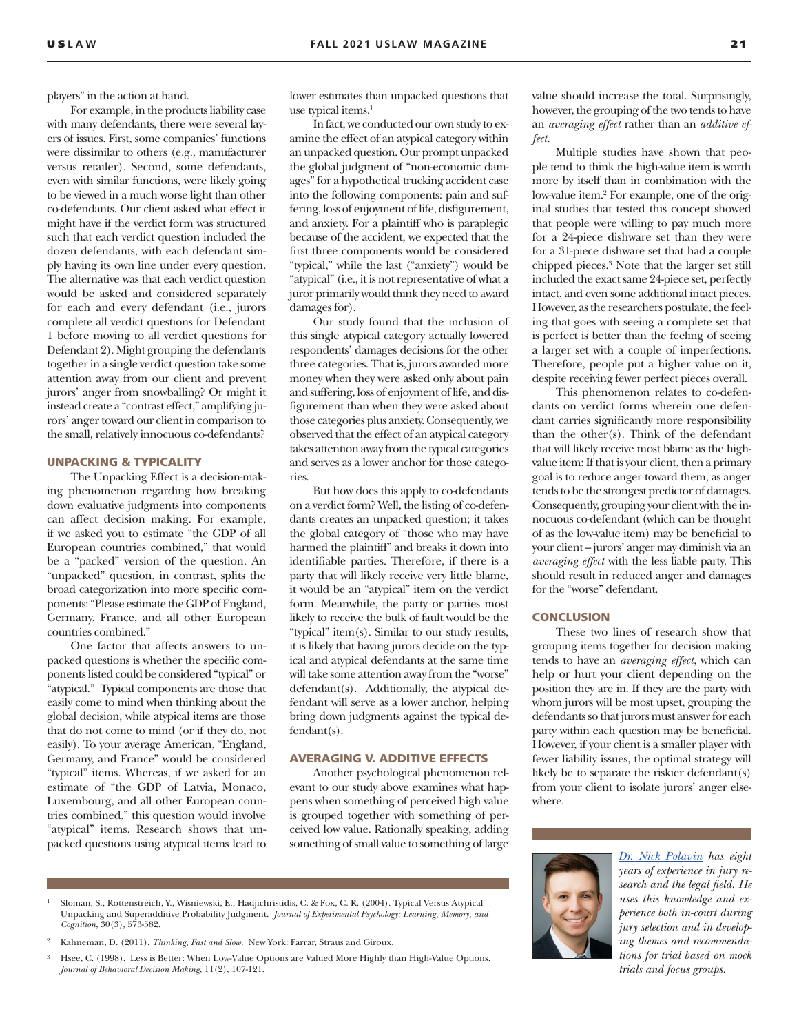players" in the action at hand.

For example, in the products liability case with many defendants, there were several layers of issues. First, some companies' functions were dissimilar to others (e.g., manufacturer versus retailer). Second, some defendants, even with similar functions, were likely going to be viewed in a much worse light than other co-defendants. Our client asked what effect it might have if the verdict form was structured such that each verdict question included the dozen defendants, with each defendant simply having its own line under every question. The alternative was that each verdict question would be asked and considered separately for each and every defendant (i.e., jurors complete all verdict questions for Defendant 1 before moving to all verdict questions for Defendant 2). Might grouping the defendants together in a single verdict question take some attention away from our client and prevent jurors' anger from snowballing? Or might it instead create a "contrast effect," amplifying jurors' anger toward our client in comparison to the small, relatively innocuous co-defendants?

## UNPACKING & TYPICALITY

The Unpacking Effect is a decision-making phenomenon regarding how breaking down evaluative judgments into components can affect decision making. For example, if we asked you to estimate "the GDP of all European countries combined," that would be a "packed" version of the question. An "unpacked" question, in contrast, splits the broad categorization into more specific components: "Please estimate the GDP of England, Germany, France, and all other European countries combined."

One factor that affects answers to unpacked questions is whether the specific components listed could be considered "typical" or "atypical." Typical components are those that easily come to mind when thinking about the global decision, while atypical items are those that do not come to mind (or if they do, not easily). To your average American, "England, Germany, and France" would be considered "typical" items. Whereas, if we asked for an estimate of "the GDP of Latvia, Monaco, Luxembourg, and all other European countries combined," this question would involve "atypical" items. Research shows that unpacked questions using atypical items lead to lower estimates than unpacked questions that use typical items.[1]

In fact, we conducted our own study to examine the effect of an atypical category within an unpacked question. Our prompt unpacked the global judgment of "non-economic damages" for a hypothetical trucking accident case into the following components: pain and suffering, loss of enjoyment of life, disfigurement, and anxiety. For a plaintiff who is paraplegic because of the accident, we expected that the first three components would be considered "typical," while the last ("anxiety") would be "atypical" (i.e., it is not representative of what a juror primarily would think they need to award damages for).

Our study found that the inclusion of this single atypical category actually lowered respondents' damages decisions for the other three categories. That is, jurors awarded more money when they were asked only about pain and suffering, loss of enjoyment of life, and disfigurement than when they were asked about those categories plus anxiety. Consequently, we observed that the effect of an atypical category takes attention away from the typical categories and serves as a lower anchor for those categories.

But how does this apply to co-defendants on a verdict form? Well, the listing of co-defendants creates an unpacked question; it takes the global category of "those who may have harmed the plaintiff" and breaks it down into identifiable parties. Therefore, if there is a party that will likely receive very little blame, it would be an "atypical" item on the verdict form. Meanwhile, the party or parties most likely to receive the bulk of fault would be the "typical" item(s). Similar to our study results, it is likely that having jurors decide on the typical and atypical defendants at the same time will take some attention away from the "worse" defendant(s). Additionally, the atypical defendant will serve as a lower anchor, helping bring down judgments against the typical defendant(s).

## AVERAGING V. ADDITIVE EFFECTS

Another psychological phenomenon relevant to our study above examines what happens when something of perceived high value is grouped together with something of perceived low value. Rationally speaking, adding something of small value to something of large value should increase the total. Surprisingly, however, the grouping of the two tends to have an *averaging effect* rather than an *additive effect*.

Multiple studies have shown that people tend to think the high-value item is worth more by itself than in combination with the low-value item.[2] For example, one of the original studies that tested this concept showed that people were willing to pay much more for a 24-piece dishware set than they were for a 31-piece dishware set that had a couple chipped pieces.[3] Note that the larger set still included the exact same 24-piece set, perfectly intact, and even some additional intact pieces. However, as the researchers postulate, the feeling that goes with seeing a complete set that is perfect is better than the feeling of seeing a larger set with a couple of imperfections. Therefore, people put a higher value on it, despite receiving fewer perfect pieces overall.

This phenomenon relates to co-defendants on verdict forms wherein one defendant carries significantly more responsibility than the other(s). Think of the defendant that will likely receive most blame as the high-value item: If that is your client, then a primary goal is to reduce anger toward them, as anger tends to be the strongest predictor of damages. Consequently, grouping your client with the innocuous co-defendant (which can be thought of as the low-value item) may be beneficial to your client – jurors' anger may diminish via an *averaging effect* with the less liable party. This should result in reduced anger and damages for the "worse" defendant.

## CONCLUSION

These two lines of research show that grouping items together for decision making tends to have an *averaging effect*, which can help or hurt your client depending on the position they are in. If they are the party with whom jurors will be most upset, grouping the defendants so that jurors must answer for each party within each question may be beneficial. However, if your client is a smaller player with fewer liability issues, the optimal strategy will likely be to separate the riskier defendant(s) from your client to isolate jurors' anger elsewhere.

*Dr. Nick Polavin has eight years of experience in jury research and the legal field. He uses this knowledge and experience both in-court during jury selection and in developing themes and recommendations for trial based on mock trials and focus groups.*

---

[1] Sloman, S., Rottenstreich, Y., Wisniewski, E., Hadjichristidis, C. & Fox, C. R. (2004). Typical Versus Atypical Unpacking and Superadditive Probability Judgment. *Journal of Experimental Psychology: Learning, Memory, and Cognition*, 30(3), 573-582.

[2] Kahneman, D. (2011). *Thinking, Fast and Slow.* New York: Farrar, Straus and Giroux.

[3] Hsee, C. (1998). Less is Better: When Low-Value Options are Valued More Highly than High-Value Options. *Journal of Behavioral Decision Making*, 11(2), 107-121.